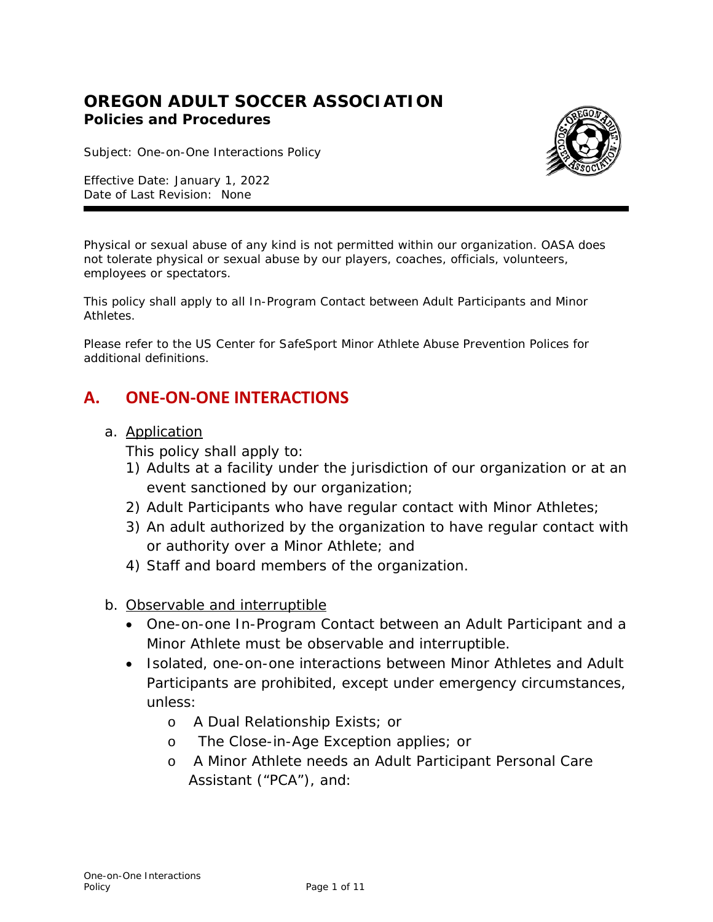# OREGON ADULT SOCCER ASSOCIATION

**Policies and Procedures**

Subject: One-on-One Interactions Policy

Effective Date: January 1, 2022
Date of Last Revision: None

---

Physical or sexual abuse of any kind is not permitted within our organization. OASA does not tolerate physical or sexual abuse by our players, coaches, officials, volunteers, employees or spectators.

This policy shall apply to all In-Program Contact between Adult Participants and Minor Athletes.

Please refer to the US Center for SafeSport Minor Athlete Abuse Prevention Polices for additional definitions.

## A. ONE-ON-ONE INTERACTIONS

a. Application

This policy shall apply to:

1) Adults at a facility under the jurisdiction of our organization or at an event sanctioned by our organization;
2) Adult Participants who have regular contact with Minor Athletes;
3) An adult authorized by the organization to have regular contact with or authority over a Minor Athlete; and
4) Staff and board members of the organization.

b. Observable and interruptible

- One-on-one In-Program Contact between an Adult Participant and a Minor Athlete must be observable and interruptible.
- Isolated, one-on-one interactions between Minor Athletes and Adult Participants are prohibited, except under emergency circumstances, unless:
    - A Dual Relationship Exists; or
    - The Close-in-Age Exception applies; or
    - A Minor Athlete needs an Adult Participant Personal Care Assistant ("PCA"), and: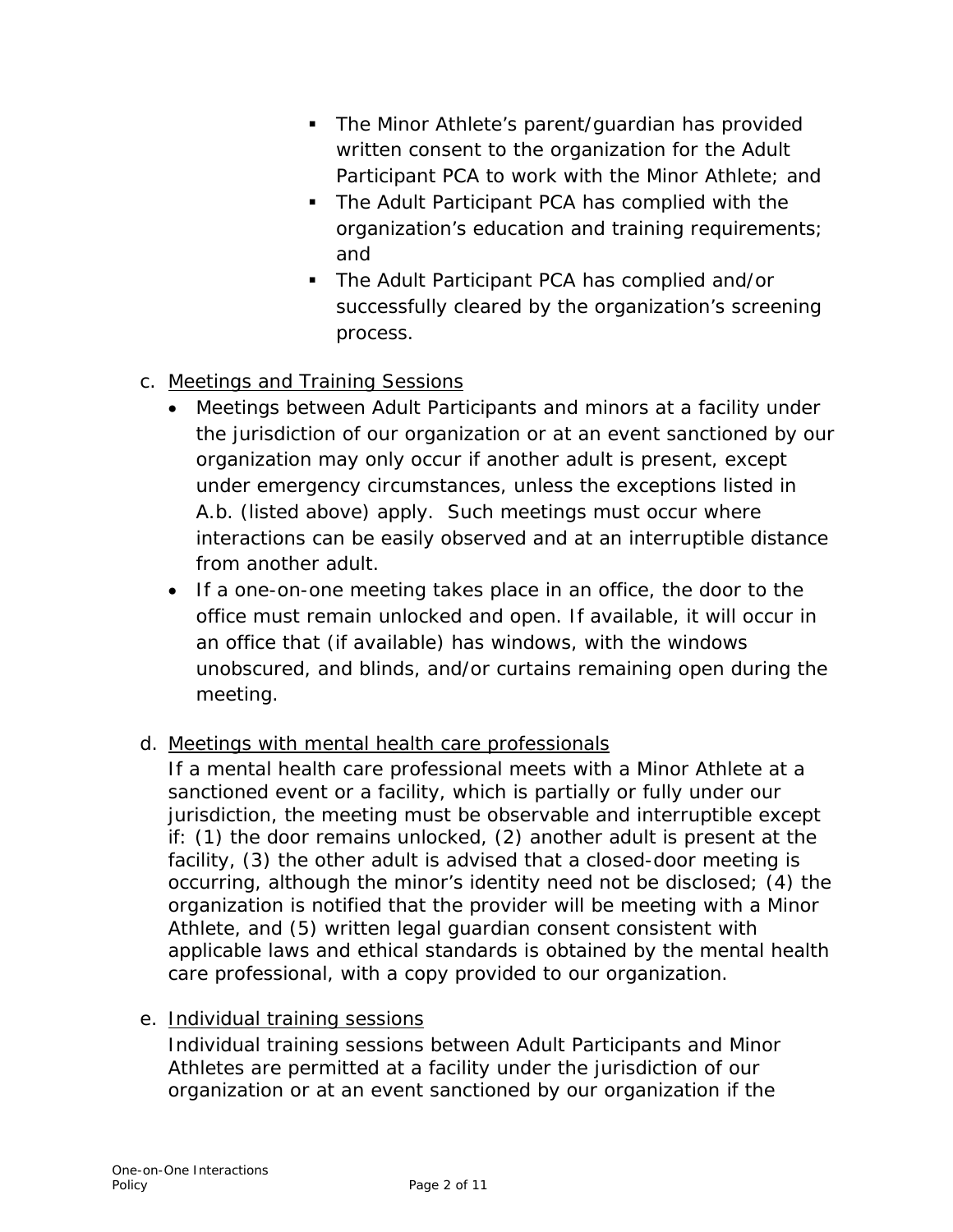- The Minor Athlete's parent/guardian has provided written consent to the organization for the Adult Participant PCA to work with the Minor Athlete; and
- The Adult Participant PCA has complied with the organization's education and training requirements; and
- The Adult Participant PCA has complied and/or successfully cleared by the organization's screening process.

c. Meetings and Training Sessions

- Meetings between Adult Participants and minors at a facility under the jurisdiction of our organization or at an event sanctioned by our organization may only occur if another adult is present, except under emergency circumstances, unless the exceptions listed in A.b. (listed above) apply. Such meetings must occur where interactions can be easily observed and at an interruptible distance from another adult.
- If a one-on-one meeting takes place in an office, the door to the office must remain unlocked and open. If available, it will occur in an office that (if available) has windows, with the windows unobscured, and blinds, and/or curtains remaining open during the meeting.

d. Meetings with mental health care professionals

If a mental health care professional meets with a Minor Athlete at a sanctioned event or a facility, which is partially or fully under our jurisdiction, the meeting must be observable and interruptible except if: (1) the door remains unlocked, (2) another adult is present at the facility, (3) the other adult is advised that a closed-door meeting is occurring, although the minor's identity need not be disclosed; (4) the organization is notified that the provider will be meeting with a Minor Athlete, and (5) written legal guardian consent consistent with applicable laws and ethical standards is obtained by the mental health care professional, with a copy provided to our organization.

e. Individual training sessions

Individual training sessions between Adult Participants and Minor Athletes are permitted at a facility under the jurisdiction of our organization or at an event sanctioned by our organization if the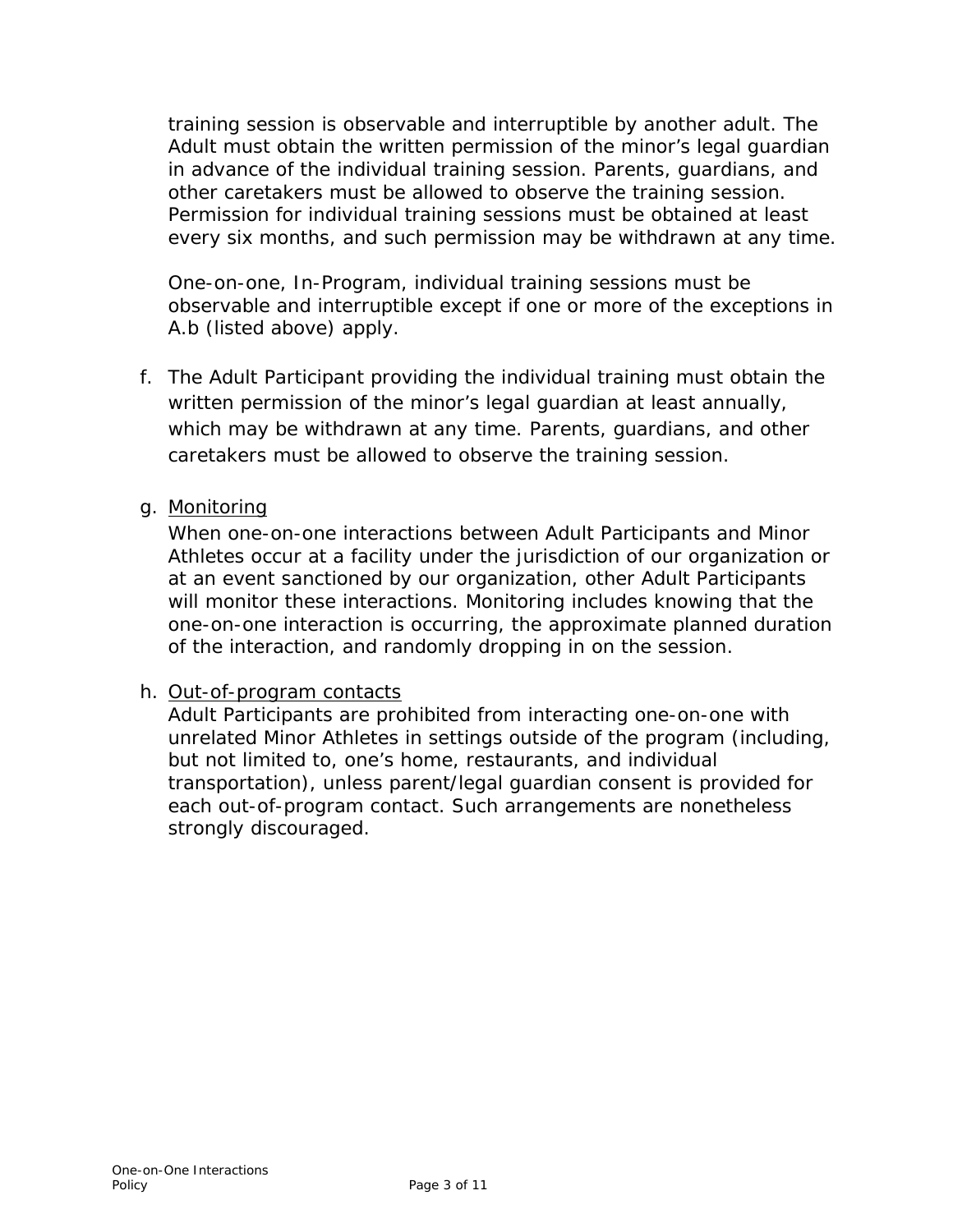training session is observable and interruptible by another adult. The Adult must obtain the written permission of the minor's legal guardian in advance of the individual training session. Parents, guardians, and other caretakers must be allowed to observe the training session. Permission for individual training sessions must be obtained at least every six months, and such permission may be withdrawn at any time.

One-on-one, In-Program, individual training sessions must be observable and interruptible except if one or more of the exceptions in A.b (listed above) apply.

f. The Adult Participant providing the individual training must obtain the written permission of the minor's legal guardian at least annually, which may be withdrawn at any time. Parents, guardians, and other caretakers must be allowed to observe the training session.

g. <u>Monitoring</u>
   When one-on-one interactions between Adult Participants and Minor Athletes occur at a facility under the jurisdiction of our organization or at an event sanctioned by our organization, other Adult Participants will monitor these interactions. Monitoring includes knowing that the one-on-one interaction is occurring, the approximate planned duration of the interaction, and randomly dropping in on the session.

h. <u>Out-of-program contacts</u>
   Adult Participants are prohibited from interacting one-on-one with unrelated Minor Athletes in settings outside of the program (including, but not limited to, one's home, restaurants, and individual transportation), unless parent/legal guardian consent is provided for each out-of-program contact. Such arrangements are nonetheless strongly discouraged.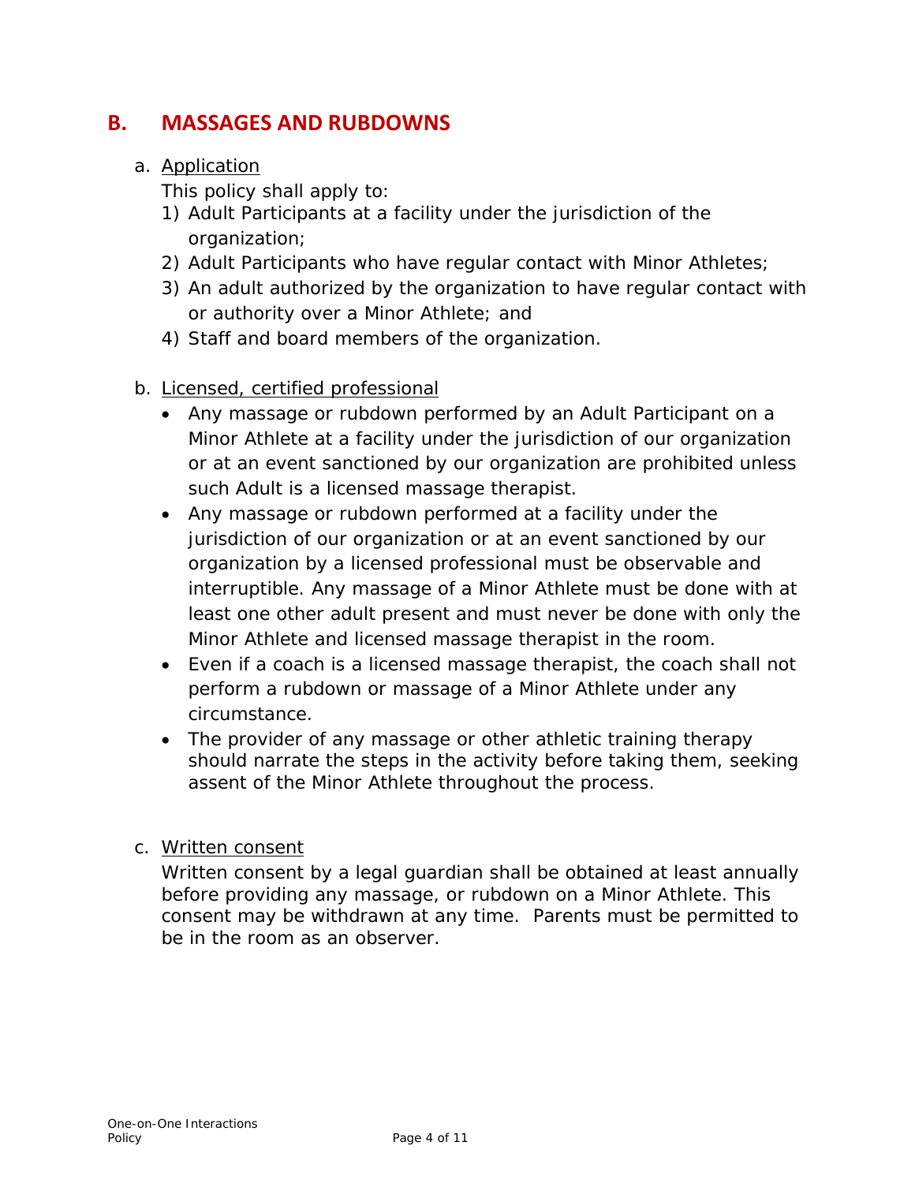## B. MASSAGES AND RUBDOWNS

a. Application

This policy shall apply to:

1) Adult Participants at a facility under the jurisdiction of the organization;
2) Adult Participants who have regular contact with Minor Athletes;
3) An adult authorized by the organization to have regular contact with or authority over a Minor Athlete; and
4) Staff and board members of the organization.

b. Licensed, certified professional

- Any massage or rubdown performed by an Adult Participant on a Minor Athlete at a facility under the jurisdiction of our organization or at an event sanctioned by our organization are prohibited unless such Adult is a licensed massage therapist.
- Any massage or rubdown performed at a facility under the jurisdiction of our organization or at an event sanctioned by our organization by a licensed professional must be observable and interruptible. Any massage of a Minor Athlete must be done with at least one other adult present and must never be done with only the Minor Athlete and licensed massage therapist in the room.
- Even if a coach is a licensed massage therapist, the coach shall not perform a rubdown or massage of a Minor Athlete under any circumstance.
- The provider of any massage or other athletic training therapy should narrate the steps in the activity before taking them, seeking assent of the Minor Athlete throughout the process.

c. Written consent

Written consent by a legal guardian shall be obtained at least annually before providing any massage, or rubdown on a Minor Athlete. This consent may be withdrawn at any time. Parents must be permitted to be in the room as an observer.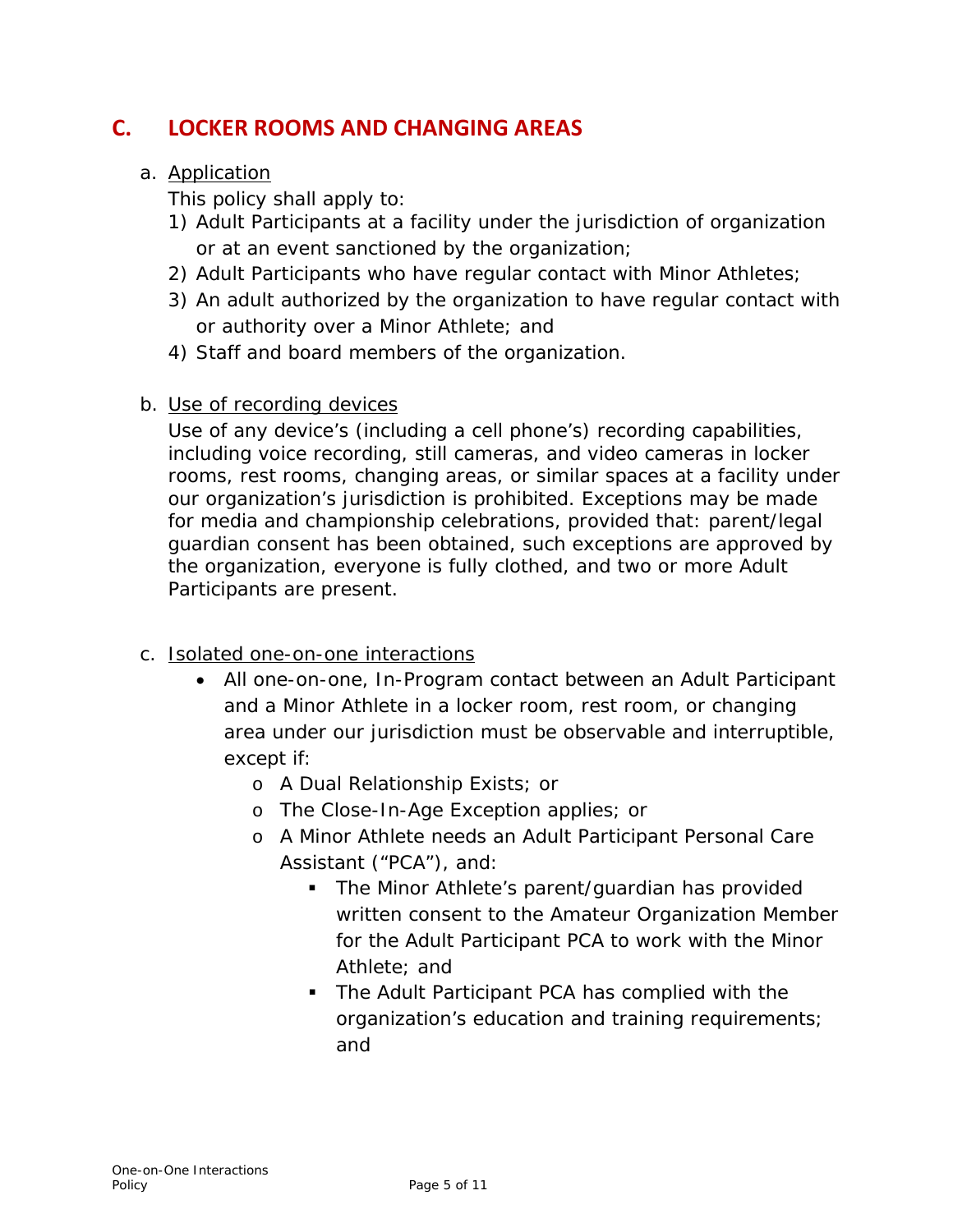## C. LOCKER ROOMS AND CHANGING AREAS

a. Application

This policy shall apply to:

1) Adult Participants at a facility under the jurisdiction of organization or at an event sanctioned by the organization;
2) Adult Participants who have regular contact with Minor Athletes;
3) An adult authorized by the organization to have regular contact with or authority over a Minor Athlete; and
4) Staff and board members of the organization.

b. Use of recording devices

Use of any device's (including a cell phone's) recording capabilities, including voice recording, still cameras, and video cameras in locker rooms, rest rooms, changing areas, or similar spaces at a facility under our organization's jurisdiction is prohibited. Exceptions may be made for media and championship celebrations, provided that: parent/legal guardian consent has been obtained, such exceptions are approved by the organization, everyone is fully clothed, and two or more Adult Participants are present.

c. Isolated one-on-one interactions

- All one-on-one, In-Program contact between an Adult Participant and a Minor Athlete in a locker room, rest room, or changing area under our jurisdiction must be observable and interruptible, except if:
  - A Dual Relationship Exists; or
  - The Close-In-Age Exception applies; or
  - A Minor Athlete needs an Adult Participant Personal Care Assistant ("PCA"), and:
    - The Minor Athlete's parent/guardian has provided written consent to the Amateur Organization Member for the Adult Participant PCA to work with the Minor Athlete; and
    - The Adult Participant PCA has complied with the organization's education and training requirements; and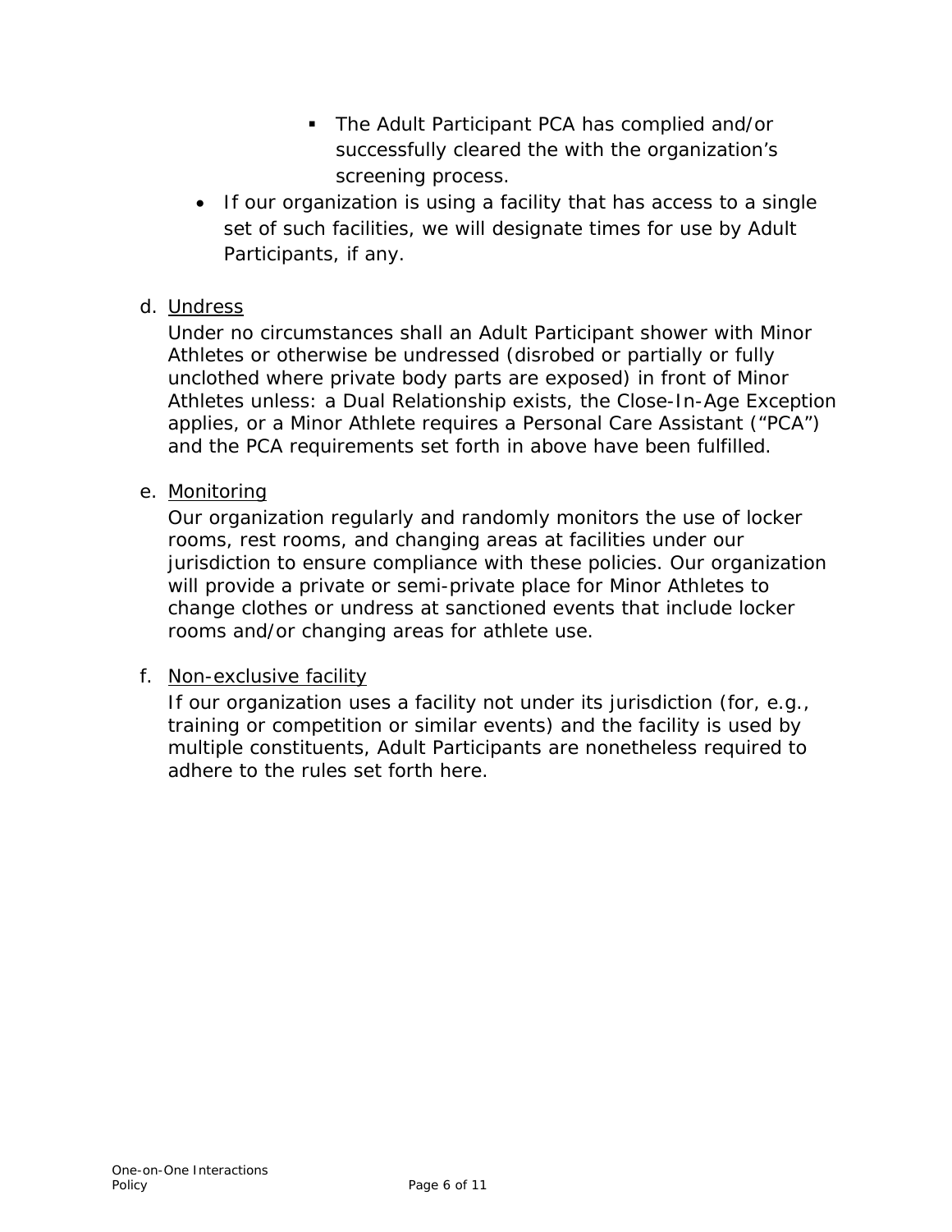- The Adult Participant PCA has complied and/or successfully cleared the with the organization's screening process.
- If our organization is using a facility that has access to a single set of such facilities, we will designate times for use by Adult Participants, if any.

d. <u>Undress</u>

Under no circumstances shall an Adult Participant shower with Minor Athletes or otherwise be undressed (disrobed or partially or fully unclothed where private body parts are exposed) in front of Minor Athletes unless: a Dual Relationship exists, the Close-In-Age Exception applies, or a Minor Athlete requires a Personal Care Assistant ("PCA") and the PCA requirements set forth in above have been fulfilled.

e. <u>Monitoring</u>

Our organization regularly and randomly monitors the use of locker rooms, rest rooms, and changing areas at facilities under our jurisdiction to ensure compliance with these policies. Our organization will provide a private or semi-private place for Minor Athletes to change clothes or undress at sanctioned events that include locker rooms and/or changing areas for athlete use.

f. <u>Non-exclusive facility</u>

If our organization uses a facility not under its jurisdiction (for, e.g., training or competition or similar events) and the facility is used by multiple constituents, Adult Participants are nonetheless required to adhere to the rules set forth here.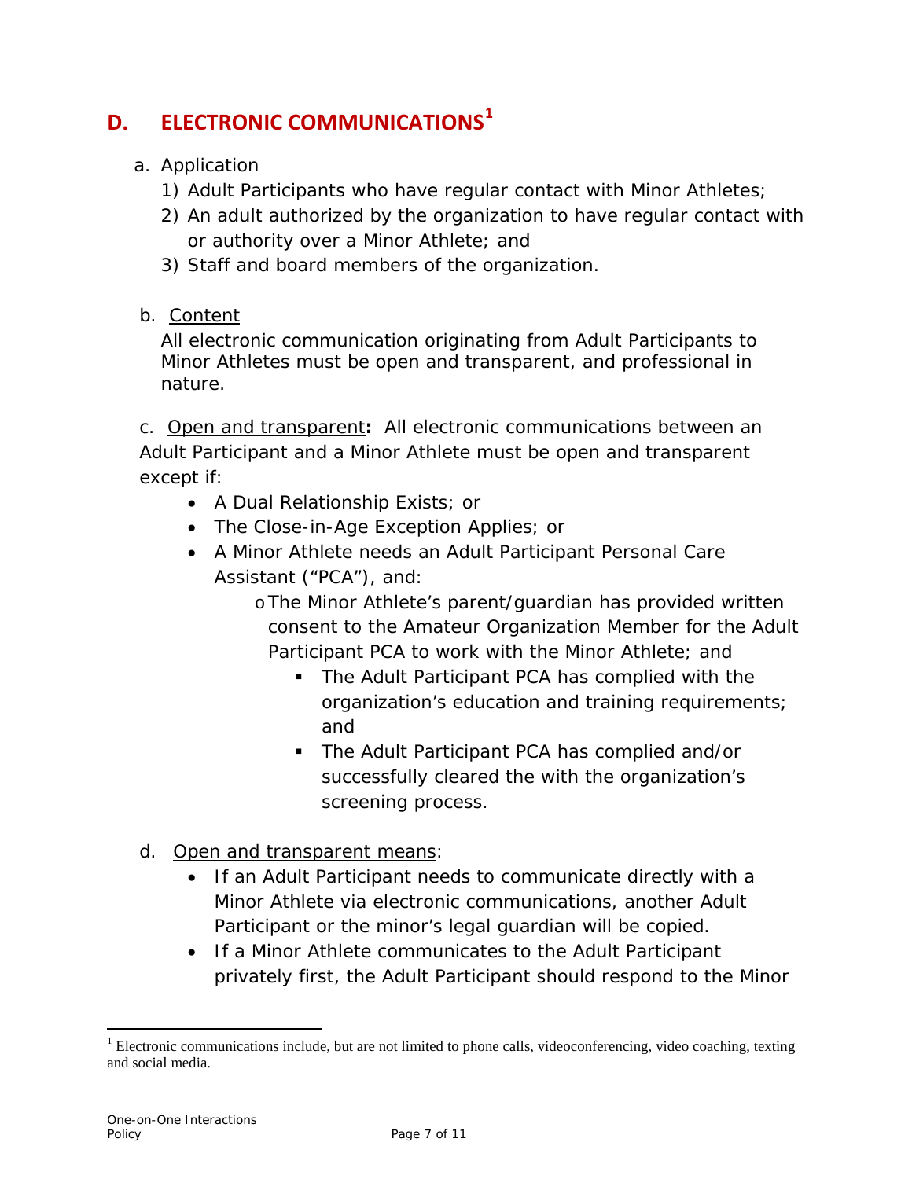## D. ELECTRONIC COMMUNICATIONS[1]

a. Application

1) Adult Participants who have regular contact with Minor Athletes;
2) An adult authorized by the organization to have regular contact with or authority over a Minor Athlete; and
3) Staff and board members of the organization.

b. Content

All electronic communication originating from Adult Participants to Minor Athletes must be open and transparent, and professional in nature.

c. Open and transparent**:** All electronic communications between an Adult Participant and a Minor Athlete must be open and transparent except if:

- A Dual Relationship Exists; or
- The Close-in-Age Exception Applies; or
- A Minor Athlete needs an Adult Participant Personal Care Assistant ("PCA"), and:
  - The Minor Athlete's parent/guardian has provided written consent to the Amateur Organization Member for the Adult Participant PCA to work with the Minor Athlete; and
    - The Adult Participant PCA has complied with the organization's education and training requirements; and
    - The Adult Participant PCA has complied and/or successfully cleared the with the organization's screening process.

d. Open and transparent means:

- If an Adult Participant needs to communicate directly with a Minor Athlete via electronic communications, another Adult Participant or the minor's legal guardian will be copied.
- If a Minor Athlete communicates to the Adult Participant privately first, the Adult Participant should respond to the Minor

---

[1] Electronic communications include, but are not limited to phone calls, videoconferencing, video coaching, texting and social media.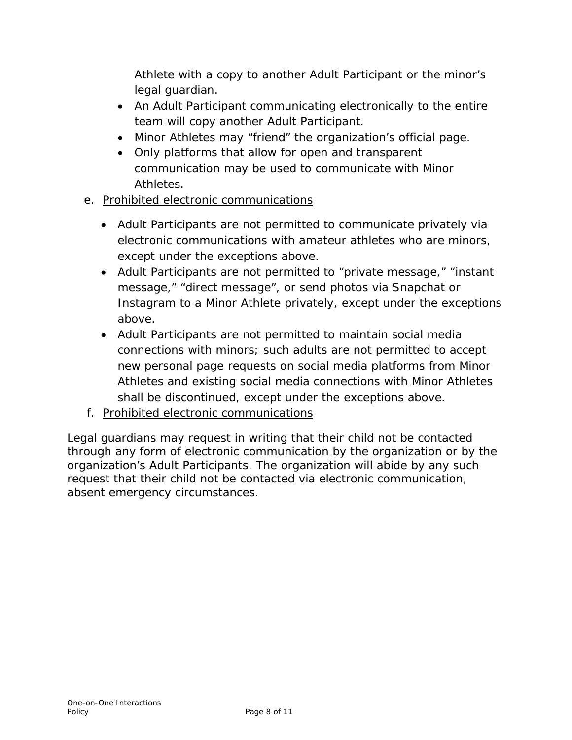Athlete with a copy to another Adult Participant or the minor's legal guardian.

- An Adult Participant communicating electronically to the entire team will copy another Adult Participant.
- Minor Athletes may "friend" the organization's official page.
- Only platforms that allow for open and transparent communication may be used to communicate with Minor Athletes.

e. <u>Prohibited electronic communications</u>

- Adult Participants are not permitted to communicate privately via electronic communications with amateur athletes who are minors, except under the exceptions above.
- Adult Participants are not permitted to "private message," "instant message," "direct message", or send photos via Snapchat or Instagram to a Minor Athlete privately, except under the exceptions above.
- Adult Participants are not permitted to maintain social media connections with minors; such adults are not permitted to accept new personal page requests on social media platforms from Minor Athletes and existing social media connections with Minor Athletes shall be discontinued, except under the exceptions above.

f. <u>Prohibited electronic communications</u>

Legal guardians may request in writing that their child not be contacted through any form of electronic communication by the organization or by the organization's Adult Participants. The organization will abide by any such request that their child not be contacted via electronic communication, absent emergency circumstances.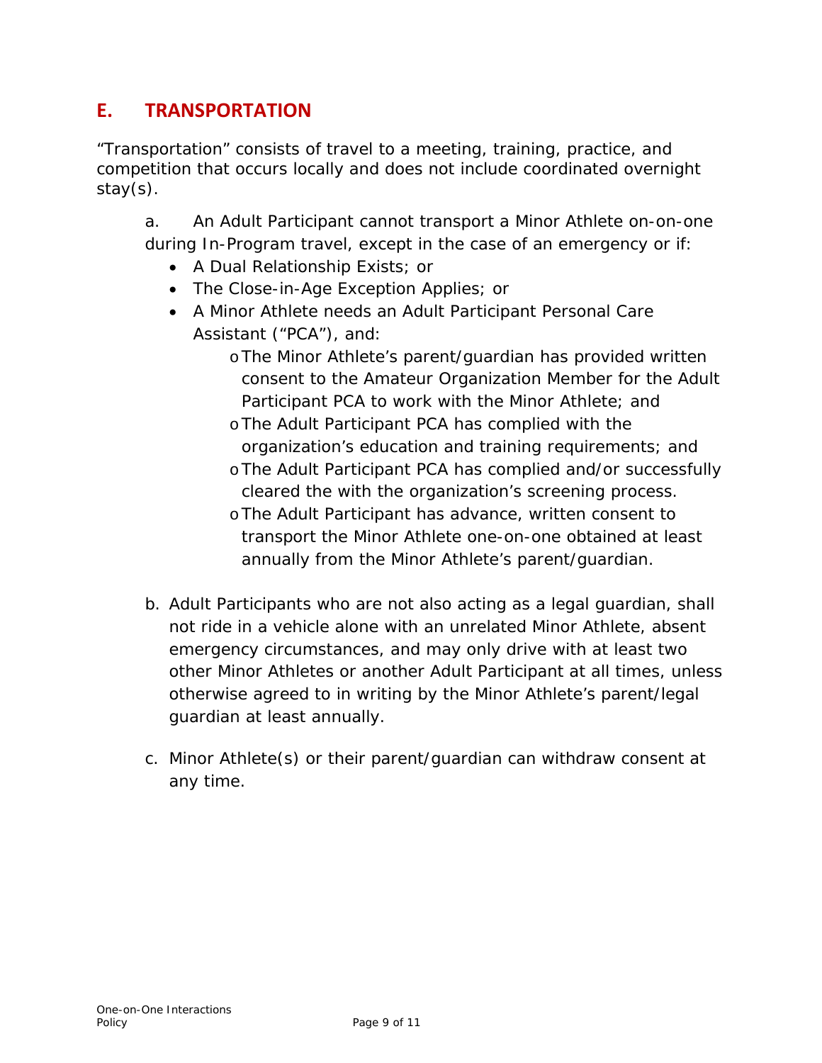## E. TRANSPORTATION

"Transportation" consists of travel to a meeting, training, practice, and competition that occurs locally and does not include coordinated overnight stay(s).

a. An Adult Participant cannot transport a Minor Athlete on-on-one during In-Program travel, except in the case of an emergency or if:

- A Dual Relationship Exists; or
- The Close-in-Age Exception Applies; or
- A Minor Athlete needs an Adult Participant Personal Care Assistant ("PCA"), and:
  - The Minor Athlete's parent/guardian has provided written consent to the Amateur Organization Member for the Adult Participant PCA to work with the Minor Athlete; and
  - The Adult Participant PCA has complied with the organization's education and training requirements; and
  - The Adult Participant PCA has complied and/or successfully cleared the with the organization's screening process.
  - The Adult Participant has advance, written consent to transport the Minor Athlete one-on-one obtained at least annually from the Minor Athlete's parent/guardian.

b. Adult Participants who are not also acting as a legal guardian, shall not ride in a vehicle alone with an unrelated Minor Athlete, absent emergency circumstances, and may only drive with at least two other Minor Athletes or another Adult Participant at all times, unless otherwise agreed to in writing by the Minor Athlete's parent/legal guardian at least annually.

c. Minor Athlete(s) or their parent/guardian can withdraw consent at any time.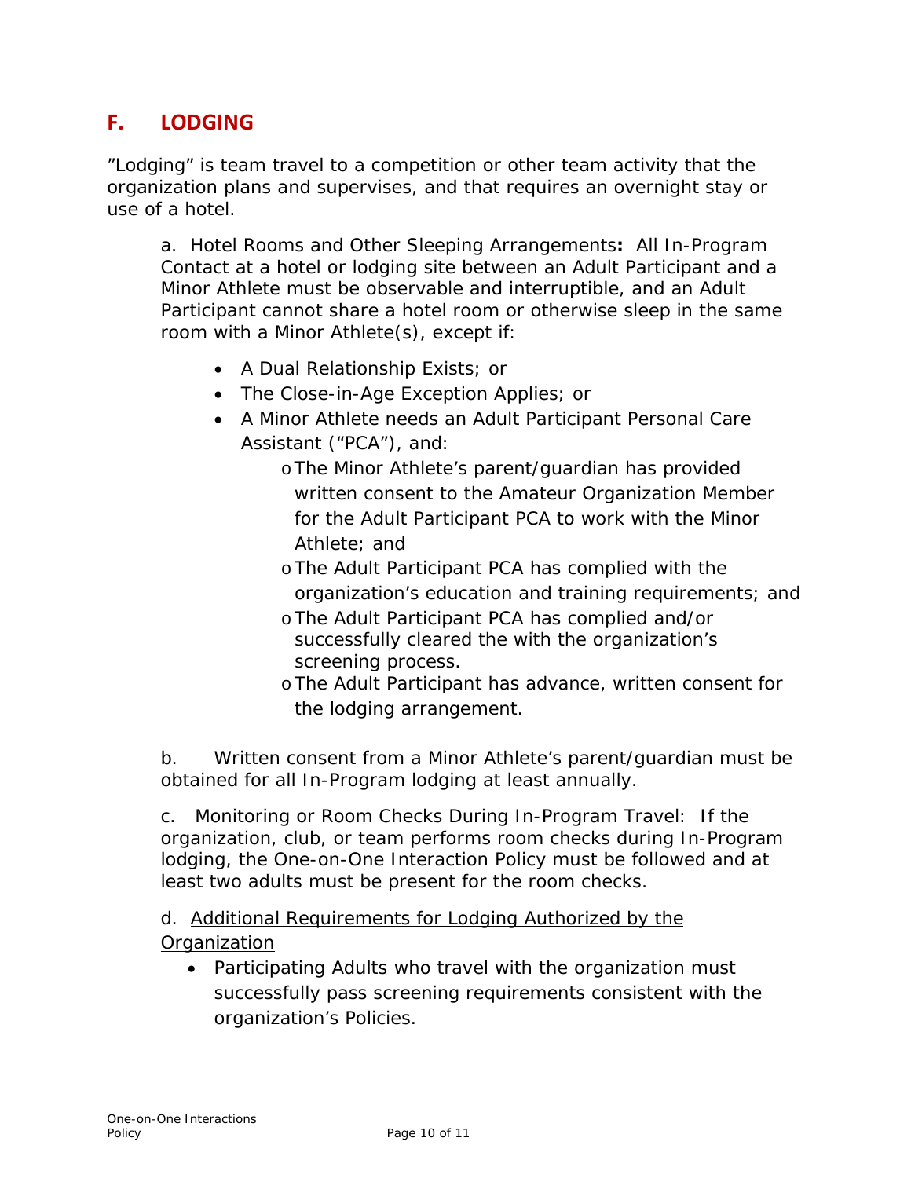## F. LODGING

"Lodging" is team travel to a competition or other team activity that the organization plans and supervises, and that requires an overnight stay or use of a hotel.

a. Hotel Rooms and Other Sleeping Arrangements**:** All In-Program Contact at a hotel or lodging site between an Adult Participant and a Minor Athlete must be observable and interruptible, and an Adult Participant cannot share a hotel room or otherwise sleep in the same room with a Minor Athlete(s), except if:

- A Dual Relationship Exists; or
- The Close-in-Age Exception Applies; or
- A Minor Athlete needs an Adult Participant Personal Care Assistant ("PCA"), and:
  - The Minor Athlete's parent/guardian has provided written consent to the Amateur Organization Member for the Adult Participant PCA to work with the Minor Athlete; and
  - The Adult Participant PCA has complied with the organization's education and training requirements; and
  - The Adult Participant PCA has complied and/or successfully cleared the with the organization's screening process.
  - The Adult Participant has advance, written consent for the lodging arrangement.

b. Written consent from a Minor Athlete's parent/guardian must be obtained for all In-Program lodging at least annually.

c. Monitoring or Room Checks During In-Program Travel: If the organization, club, or team performs room checks during In-Program lodging, the One-on-One Interaction Policy must be followed and at least two adults must be present for the room checks.

d. Additional Requirements for Lodging Authorized by the Organization

- Participating Adults who travel with the organization must successfully pass screening requirements consistent with the organization's Policies.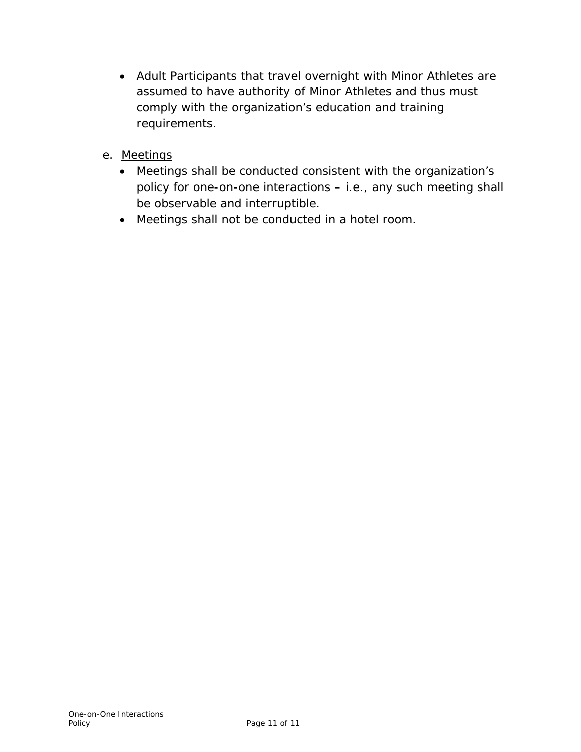- Adult Participants that travel overnight with Minor Athletes are assumed to have authority of Minor Athletes and thus must comply with the organization's education and training requirements.

e. Meetings

- Meetings shall be conducted consistent with the organization's policy for one-on-one interactions – i.e., any such meeting shall be observable and interruptible.
- Meetings shall not be conducted in a hotel room.